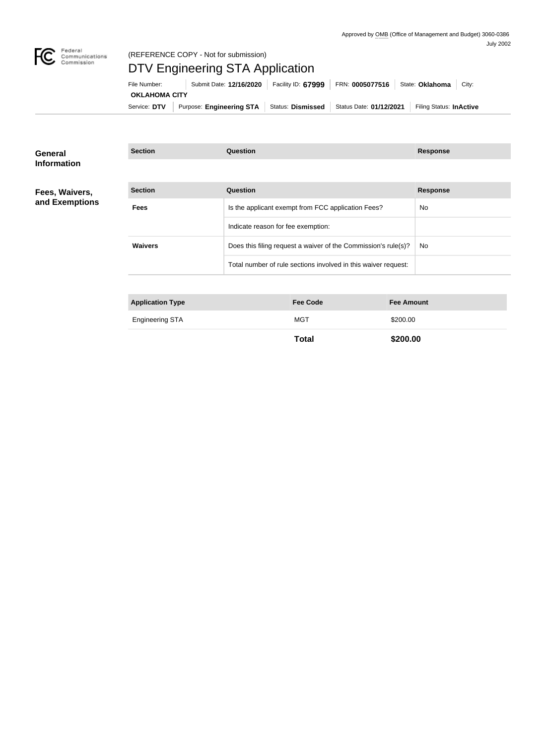Approved by OMB (Office of Management and Budget) 3060-0386
July 2002

Federal Communications Commission

(REFERENCE COPY - Not for submission)

# DTV Engineering STA Application

File Number: | Submit Date: **12/16/2020** | Facility ID: **67999** | FRN: **0005077516** | State: **Oklahoma** | City: **OKLAHOMA CITY**

Service: **DTV** | Purpose: **Engineering STA** | Status: **Dismissed** | Status Date: **01/12/2021** | Filing Status: **InActive**

## General Information

| Section | Question | Response |
| --- | --- | --- |

## Fees, Waivers, and Exemptions

| Section | Question | Response |
| --- | --- | --- |
| **Fees** | Is the applicant exempt from FCC application Fees? | No |
| | Indicate reason for fee exemption: | |
| **Waivers** | Does this filing request a waiver of the Commission's rule(s)? | No |
| | Total number of rule sections involved in this waiver request: | |

| Application Type | Fee Code | Fee Amount |
| --- | --- | --- |
| Engineering STA | MGT | $200.00 |
| | **Total** | **$200.00** |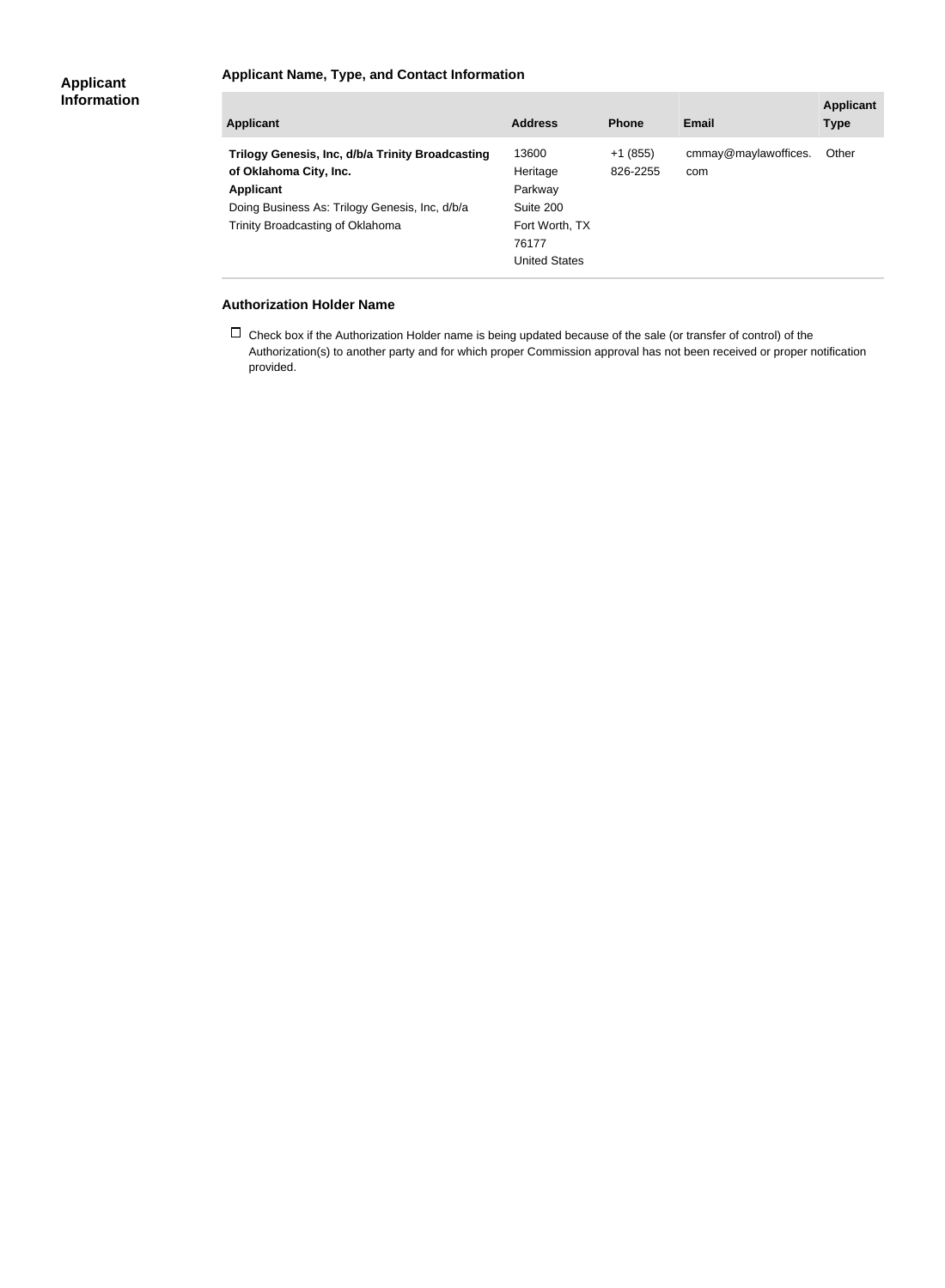## Applicant Information

### Applicant Name, Type, and Contact Information

| Applicant | Address | Phone | Email | Applicant Type |
|---|---|---|---|---|
| **Trilogy Genesis, Inc, d/b/a Trinity Broadcasting of Oklahoma City, Inc.** **Applicant** Doing Business As: Trilogy Genesis, Inc, d/b/a Trinity Broadcasting of Oklahoma | 13600 Heritage Parkway Suite 200 Fort Worth, TX 76177 United States | +1 (855) 826-2255 | cmmay@maylawoffices.com | Other |

### Authorization Holder Name

☐ Check box if the Authorization Holder name is being updated because of the sale (or transfer of control) of the Authorization(s) to another party and for which proper Commission approval has not been received or proper notification provided.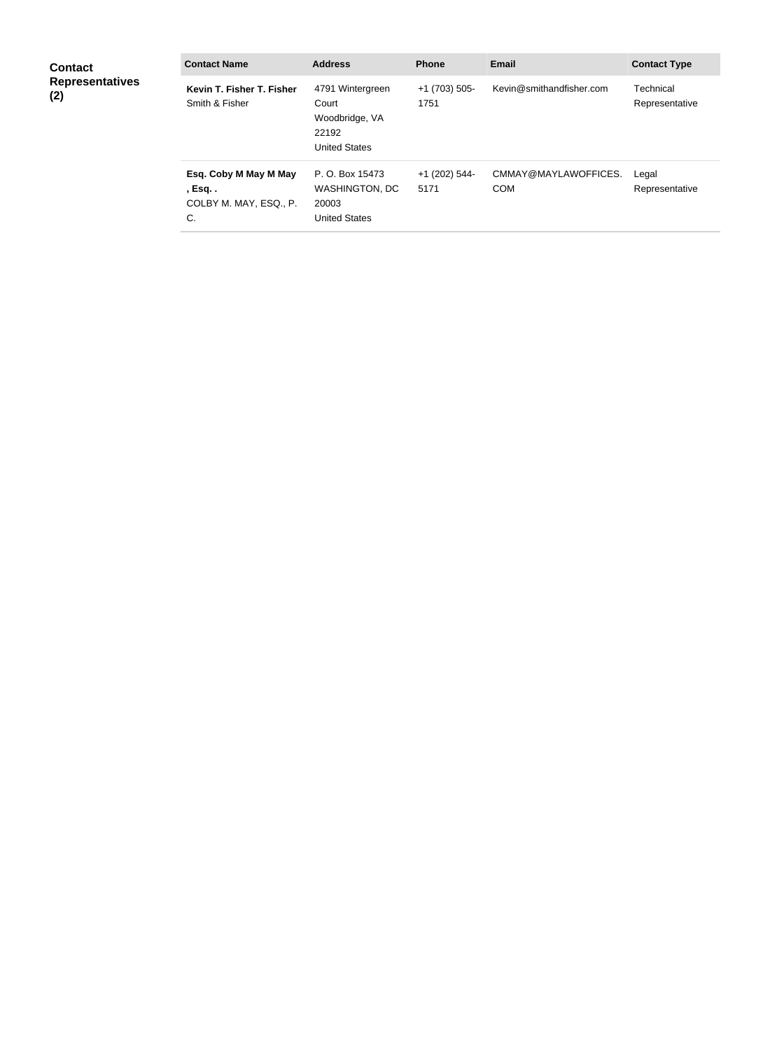**Contact Representatives (2)**

| Contact Name | Address | Phone | Email | Contact Type |
|---|---|---|---|---|
| **Kevin T. Fisher T. Fisher** Smith & Fisher | 4791 Wintergreen Court Woodbridge, VA 22192 United States | +1 (703) 505-1751 | Kevin@smithandfisher.com | Technical Representative |
| **Esq. Coby M May M May , Esq. .** COLBY M. MAY, ESQ., P. C. | P. O. Box 15473 WASHINGTON, DC 20003 United States | +1 (202) 544-5171 | CMMAY@MAYLAWOFFICES.COM | Legal Representative |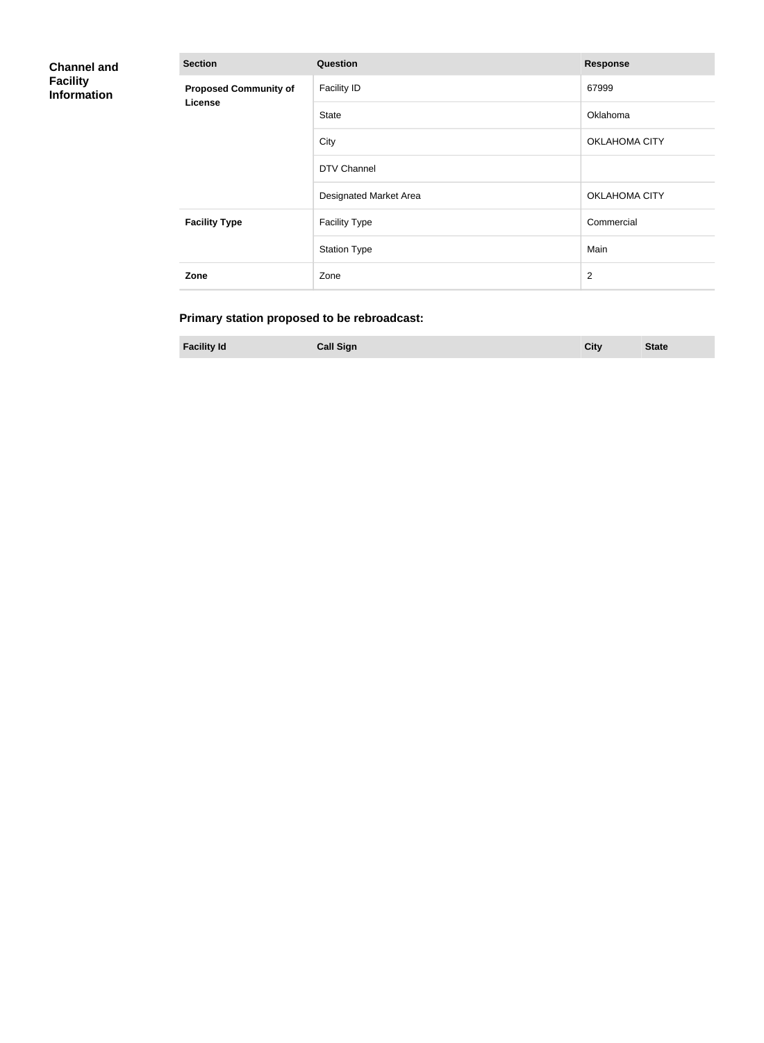## Channel and Facility Information

| Section | Question | Response |
|---|---|---|
| **Proposed Community of License** | Facility ID | 67999 |
| | State | Oklahoma |
| | City | OKLAHOMA CITY |
| | DTV Channel | |
| | Designated Market Area | OKLAHOMA CITY |
| **Facility Type** | Facility Type | Commercial |
| | Station Type | Main |
| **Zone** | Zone | 2 |

### Primary station proposed to be rebroadcast:

| Facility Id | Call Sign | City | State |
|---|---|---|---|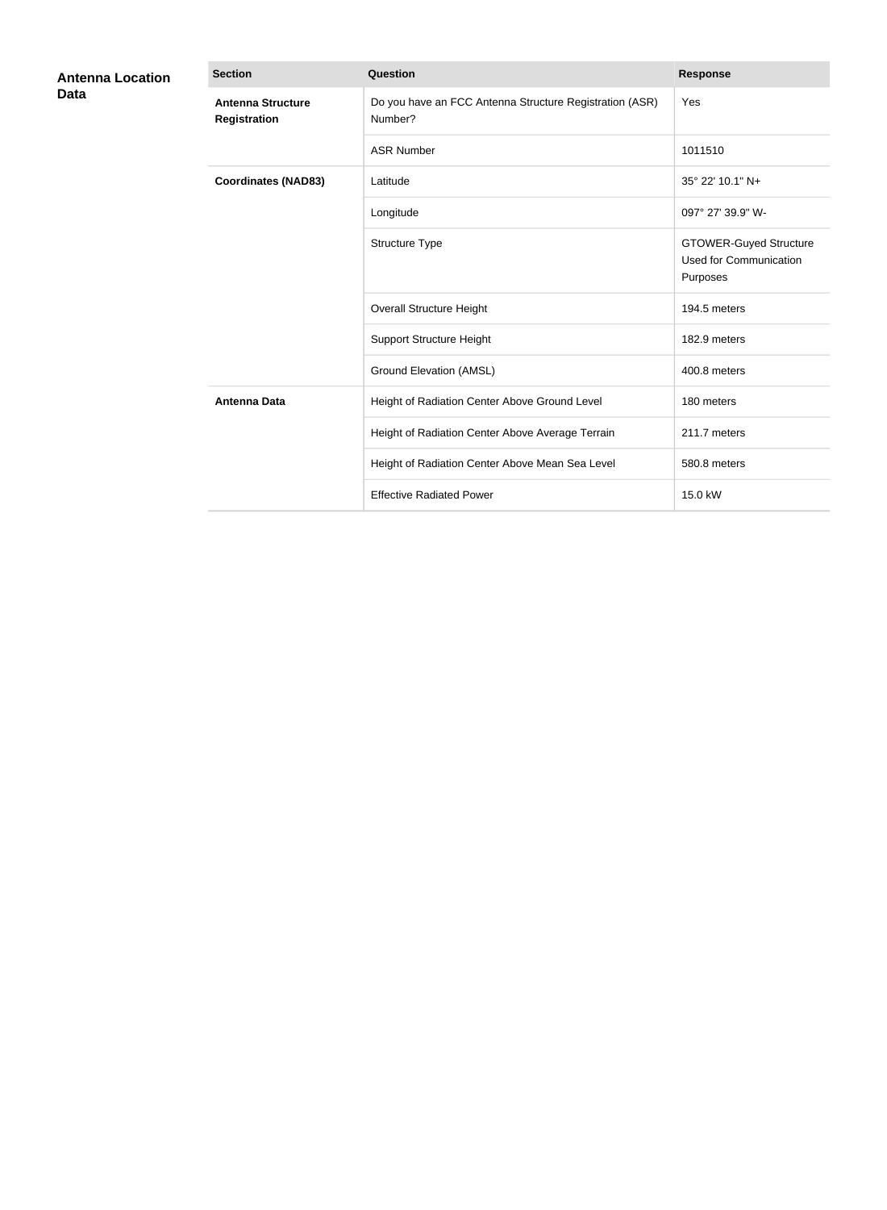## Antenna Location Data

| Section | Question | Response |
|---|---|---|
| **Antenna Structure Registration** | Do you have an FCC Antenna Structure Registration (ASR) Number? | Yes |
| | ASR Number | 1011510 |
| **Coordinates (NAD83)** | Latitude | 35° 22' 10.1" N+ |
| | Longitude | 097° 27' 39.9" W- |
| | Structure Type | GTOWER-Guyed Structure Used for Communication Purposes |
| | Overall Structure Height | 194.5 meters |
| | Support Structure Height | 182.9 meters |
| | Ground Elevation (AMSL) | 400.8 meters |
| **Antenna Data** | Height of Radiation Center Above Ground Level | 180 meters |
| | Height of Radiation Center Above Average Terrain | 211.7 meters |
| | Height of Radiation Center Above Mean Sea Level | 580.8 meters |
| | Effective Radiated Power | 15.0 kW |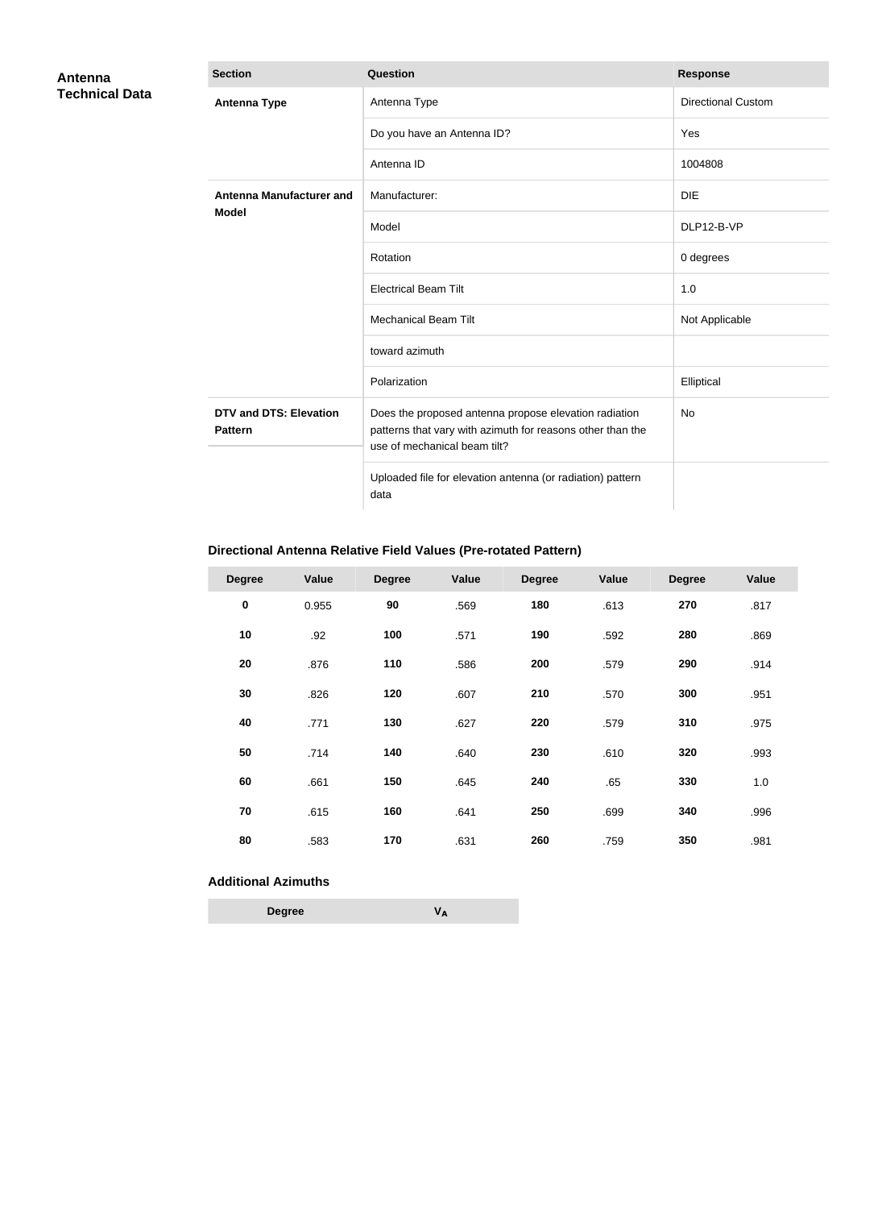## Antenna Technical Data

| Section | Question | Response |
|---|---|---|
| **Antenna Type** | Antenna Type | Directional Custom |
| | Do you have an Antenna ID? | Yes |
| | Antenna ID | 1004808 |
| **Antenna Manufacturer and Model** | Manufacturer: | DIE |
| | Model | DLP12-B-VP |
| | Rotation | 0 degrees |
| | Electrical Beam Tilt | 1.0 |
| | Mechanical Beam Tilt | Not Applicable |
| | toward azimuth | |
| | Polarization | Elliptical |
| **DTV and DTS: Elevation Pattern** | Does the proposed antenna propose elevation radiation patterns that vary with azimuth for reasons other than the use of mechanical beam tilt? | No |
| | Uploaded file for elevation antenna (or radiation) pattern data | |

### Directional Antenna Relative Field Values (Pre-rotated Pattern)

| Degree | Value | Degree | Value | Degree | Value | Degree | Value |
|---|---|---|---|---|---|---|---|
| **0** | 0.955 | **90** | .569 | **180** | .613 | **270** | .817 |
| **10** | .92 | **100** | .571 | **190** | .592 | **280** | .869 |
| **20** | .876 | **110** | .586 | **200** | .579 | **290** | .914 |
| **30** | .826 | **120** | .607 | **210** | .570 | **300** | .951 |
| **40** | .771 | **130** | .627 | **220** | .579 | **310** | .975 |
| **50** | .714 | **140** | .640 | **230** | .610 | **320** | .993 |
| **60** | .661 | **150** | .645 | **240** | .65 | **330** | 1.0 |
| **70** | .615 | **160** | .641 | **250** | .699 | **340** | .996 |
| **80** | .583 | **170** | .631 | **260** | .759 | **350** | .981 |

### Additional Azimuths

| Degree | $V_A$ |
|---|---|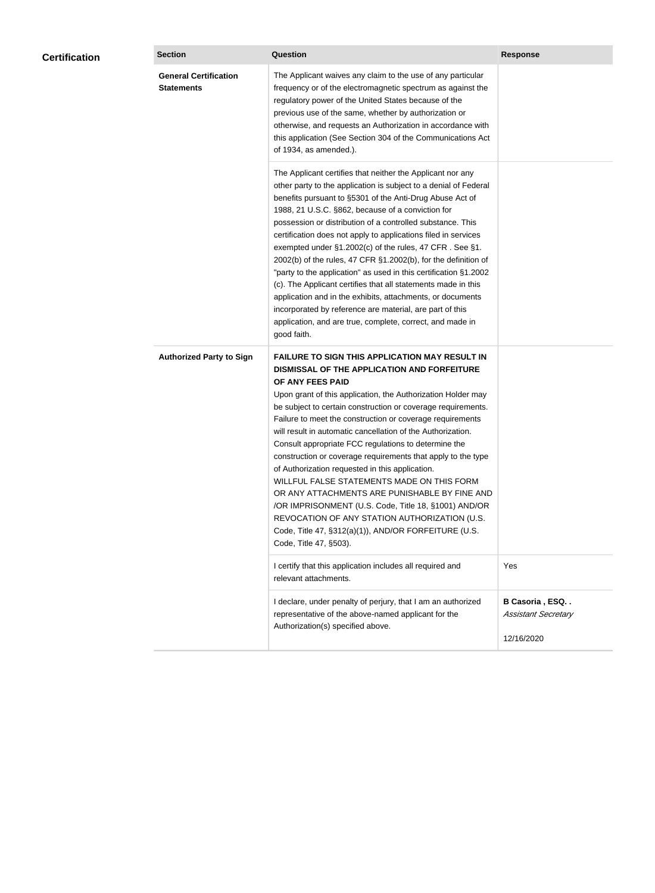## Certification

| Section | Question | Response |
| --- | --- | --- |
| **General Certification Statements** | The Applicant waives any claim to the use of any particular frequency or of the electromagnetic spectrum as against the regulatory power of the United States because of the previous use of the same, whether by authorization or otherwise, and requests an Authorization in accordance with this application (See Section 304 of the Communications Act of 1934, as amended.). | |
| | The Applicant certifies that neither the Applicant nor any other party to the application is subject to a denial of Federal benefits pursuant to §5301 of the Anti-Drug Abuse Act of 1988, 21 U.S.C. §862, because of a conviction for possession or distribution of a controlled substance. This certification does not apply to applications filed in services exempted under §1.2002(c) of the rules, 47 CFR . See §1. 2002(b) of the rules, 47 CFR §1.2002(b), for the definition of "party to the application" as used in this certification §1.2002 (c). The Applicant certifies that all statements made in this application and in the exhibits, attachments, or documents incorporated by reference are material, are part of this application, and are true, complete, correct, and made in good faith. | |
| **Authorized Party to Sign** | **FAILURE TO SIGN THIS APPLICATION MAY RESULT IN DISMISSAL OF THE APPLICATION AND FORFEITURE OF ANY FEES PAID** Upon grant of this application, the Authorization Holder may be subject to certain construction or coverage requirements. Failure to meet the construction or coverage requirements will result in automatic cancellation of the Authorization. Consult appropriate FCC regulations to determine the construction or coverage requirements that apply to the type of Authorization requested in this application. WILLFUL FALSE STATEMENTS MADE ON THIS FORM OR ANY ATTACHMENTS ARE PUNISHABLE BY FINE AND /OR IMPRISONMENT (U.S. Code, Title 18, §1001) AND/OR REVOCATION OF ANY STATION AUTHORIZATION (U.S. Code, Title 47, §312(a)(1)), AND/OR FORFEITURE (U.S. Code, Title 47, §503). | |
| | I certify that this application includes all required and relevant attachments. | Yes |
| | I declare, under penalty of perjury, that I am an authorized representative of the above-named applicant for the Authorization(s) specified above. | **B Casoria , ESQ. .** *Assistant Secretary* 12/16/2020 |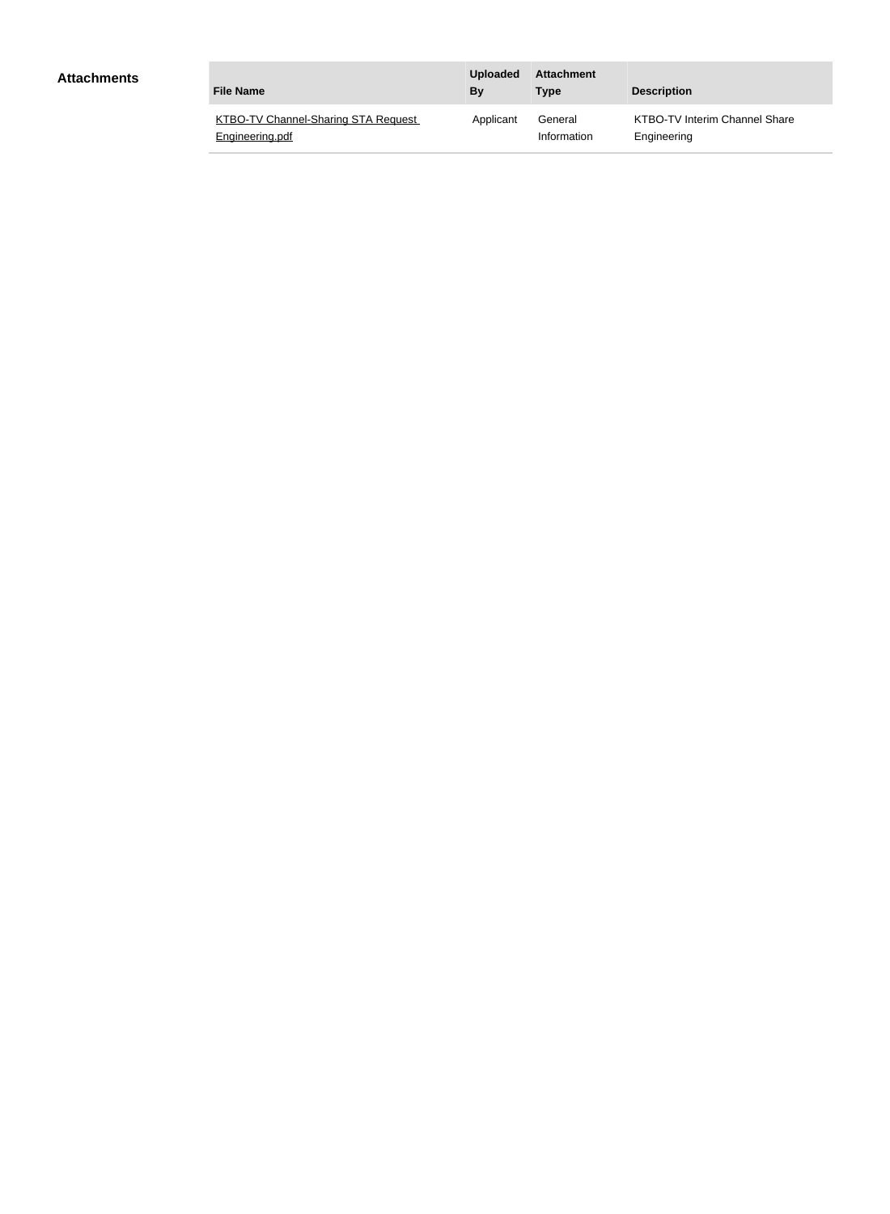**Attachments**

| File Name | Uploaded By | Attachment Type | Description |
| --- | --- | --- | --- |
| KTBO-TV Channel-Sharing STA Request Engineering.pdf | Applicant | General Information | KTBO-TV Interim Channel Share Engineering |